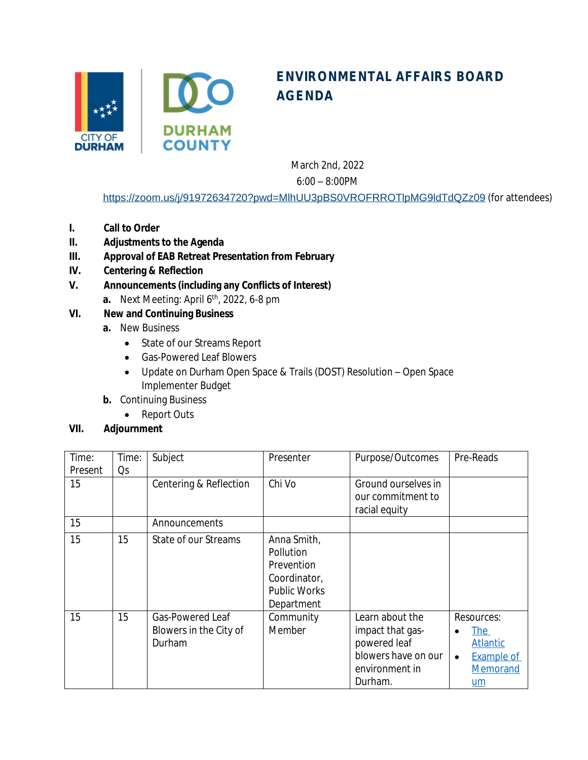# ENVIRONMENTAL AFFAIRS BOARD AGENDA

March 2nd, 2022

6:00 – 8:00PM

https://zoom.us/j/91972634720?pwd=MlhUU3pBS0VROFRROTlpMG9ldTdQZz09 (for attendees)

**I. Call to Order**

**II. Adjustments to the Agenda**

**III. Approval of EAB Retreat Presentation from February**

**IV. Centering & Reflection**

**V. Announcements (including any Conflicts of Interest)**

- **a.** Next Meeting: April 6th, 2022, 6-8 pm

**VI. New and Continuing Business**

- **a.** New Business
  - State of our Streams Report
  - Gas-Powered Leaf Blowers
  - Update on Durham Open Space & Trails (DOST) Resolution – Open Space Implementer Budget
- **b.** Continuing Business
  - Report Outs

**VII. Adjournment**

| Time: Present | Time: Qs | Subject | Presenter | Purpose/Outcomes | Pre-Reads |
|---|---|---|---|---|---|
| 15 | | Centering & Reflection | Chi Vo | Ground ourselves in our commitment to racial equity | |
| 15 | | Announcements | | | |
| 15 | 15 | State of our Streams | Anna Smith, Pollution Prevention Coordinator, Public Works Department | | |
| 15 | 15 | Gas-Powered Leaf Blowers in the City of Durham | Community Member | Learn about the impact that gas-powered leaf blowers have on our environment in Durham. | Resources: • The Atlantic • Example of Memorandum |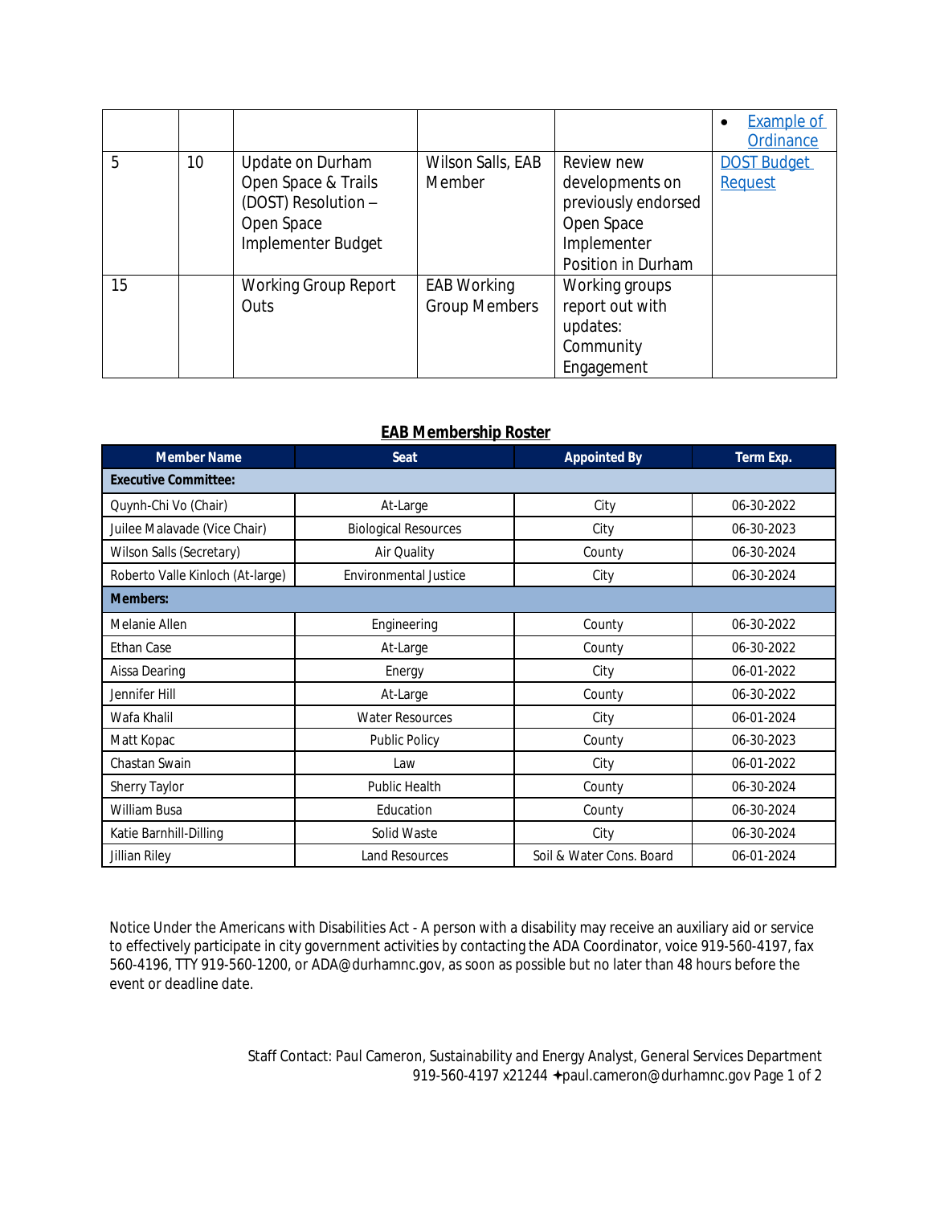| | | | | | |
|---|---|---|---|---|---|
| | | | | | • Example of Ordinance |
| 5 | 10 | Update on Durham Open Space & Trails (DOST) Resolution – Open Space Implementer Budget | Wilson Salls, EAB Member | Review new developments on previously endorsed Open Space Implementer Position in Durham | DOST Budget Request |
| 15 | | Working Group Report Outs | EAB Working Group Members | Working groups report out with updates: Community Engagement | |

**EAB Membership Roster**

| Member Name | Seat | Appointed By | Term Exp. |
|---|---|---|---|
| **Executive Committee:** | | | |
| Quynh-Chi Vo (Chair) | At-Large | City | 06-30-2022 |
| Juilee Malavade (Vice Chair) | Biological Resources | City | 06-30-2023 |
| Wilson Salls (Secretary) | Air Quality | County | 06-30-2024 |
| Roberto Valle Kinloch (At-large) | Environmental Justice | City | 06-30-2024 |
| **Members:** | | | |
| Melanie Allen | Engineering | County | 06-30-2022 |
| Ethan Case | At-Large | County | 06-30-2022 |
| Aissa Dearing | Energy | City | 06-01-2022 |
| Jennifer Hill | At-Large | County | 06-30-2022 |
| Wafa Khalil | Water Resources | City | 06-01-2024 |
| Matt Kopac | Public Policy | County | 06-30-2023 |
| Chastan Swain | Law | City | 06-01-2022 |
| Sherry Taylor | Public Health | County | 06-30-2024 |
| William Busa | Education | County | 06-30-2024 |
| Katie Barnhill-Dilling | Solid Waste | City | 06-30-2024 |
| Jillian Riley | Land Resources | Soil & Water Cons. Board | 06-01-2024 |

Notice Under the Americans with Disabilities Act - A person with a disability may receive an auxiliary aid or service to effectively participate in city government activities by contacting the ADA Coordinator, voice 919-560-4197, fax 560-4196, TTY 919-560-1200, or ADA@durhamnc.gov, as soon as possible but no later than 48 hours before the event or deadline date.

Staff Contact: Paul Cameron, Sustainability and Energy Analyst, General Services Department
919-560-4197 x21244 ✦paul.cameron@durhamnc.gov